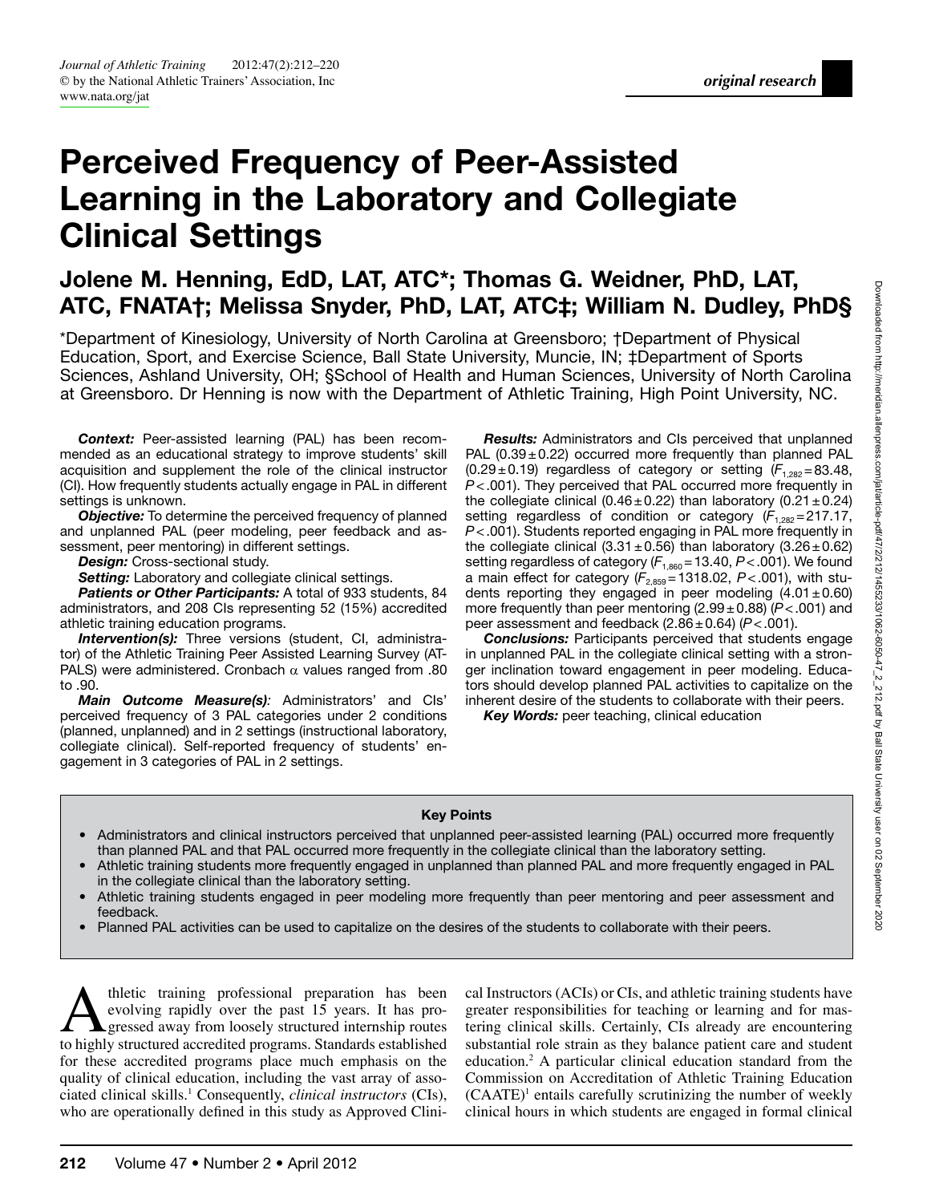original research

# Perceived Frequency of Peer-Assisted Learning in the Laboratory and Collegiate Clinical Settings

## Jolene M. Henning, EdD, LAT, ATC*; Thomas G. Weidner, PhD, LAT, ATC, FNATA†; Melissa Snyder, PhD, LAT, ATC‡; William N. Dudley, PhD§

*Department of Kinesiology, University of North Carolina at Greensboro; †Department of Physical Education, Sport, and Exercise Science, Ball State University, Muncie, IN; ‡Department of Sports Sciences, Ashland University, OH; §School of Health and Human Sciences, University of North Carolina at Greensboro. Dr Henning is now with the Department of Athletic Training, High Point University, NC.

***Context:*** Peer-assisted learning (PAL) has been recommended as an educational strategy to improve students' skill acquisition and supplement the role of the clinical instructor (CI). How frequently students actually engage in PAL in different settings is unknown.

***Objective:*** To determine the perceived frequency of planned and unplanned PAL (peer modeling, peer feedback and assessment, peer mentoring) in different settings.

***Design:*** Cross-sectional study.

***Setting:*** Laboratory and collegiate clinical settings.

***Patients or Other Participants:*** A total of 933 students, 84 administrators, and 208 CIs representing 52 (15%) accredited athletic training education programs.

***Intervention(s):*** Three versions (student, CI, administrator) of the Athletic Training Peer Assisted Learning Survey (AT-PALS) were administered. Cronbach α values ranged from .80 to .90.

***Main Outcome Measure(s):*** Administrators' and CIs' perceived frequency of 3 PAL categories under 2 conditions (planned, unplanned) and in 2 settings (instructional laboratory, collegiate clinical). Self-reported frequency of students' engagement in 3 categories of PAL in 2 settings.

***Results:*** Administrators and CIs perceived that unplanned PAL (0.39 ± 0.22) occurred more frequently than planned PAL (0.29 ± 0.19) regardless of category or setting ($F_{1,282} = 83.48$, $P < .001$). They perceived that PAL occurred more frequently in the collegiate clinical (0.46 ± 0.22) than laboratory (0.21 ± 0.24) setting regardless of condition or category ($F_{1,282} = 217.17$, $P < .001$). Students reported engaging in PAL more frequently in the collegiate clinical (3.31 ± 0.56) than laboratory (3.26 ± 0.62) setting regardless of category ($F_{1,860} = 13.40$, $P < .001$). We found a main effect for category ($F_{2,859} = 1318.02$, $P < .001$), with students reporting they engaged in peer modeling (4.01 ± 0.60) more frequently than peer mentoring (2.99 ± 0.88) ($P < .001$) and peer assessment and feedback (2.86 ± 0.64) ($P < .001$).

***Conclusions:*** Participants perceived that students engage in unplanned PAL in the collegiate clinical setting with a stronger inclination toward engagement in peer modeling. Educators should develop planned PAL activities to capitalize on the inherent desire of the students to collaborate with their peers.

***Key Words:*** peer teaching, clinical education

### Key Points

- Administrators and clinical instructors perceived that unplanned peer-assisted learning (PAL) occurred more frequently than planned PAL and that PAL occurred more frequently in the collegiate clinical than the laboratory setting.
- Athletic training students more frequently engaged in unplanned than planned PAL and more frequently engaged in PAL in the collegiate clinical than the laboratory setting.
- Athletic training students engaged in peer modeling more frequently than peer mentoring and peer assessment and feedback.
- Planned PAL activities can be used to capitalize on the desires of the students to collaborate with their peers.

Athletic training professional preparation has been evolving rapidly over the past 15 years. It has progressed away from loosely structured internship routes to highly structured accredited programs. Standards established for these accredited programs place much emphasis on the quality of clinical education, including the vast array of associated clinical skills.[1] Consequently, *clinical instructors* (CIs), who are operationally defined in this study as Approved Clinical Instructors (ACIs) or CIs, and athletic training students have greater responsibilities for teaching or learning and for mastering clinical skills. Certainly, CIs already are encountering substantial role strain as they balance patient care and student education.[2] A particular clinical education standard from the Commission on Accreditation of Athletic Training Education (CAATE)[1] entails carefully scrutinizing the number of weekly clinical hours in which students are engaged in formal clinical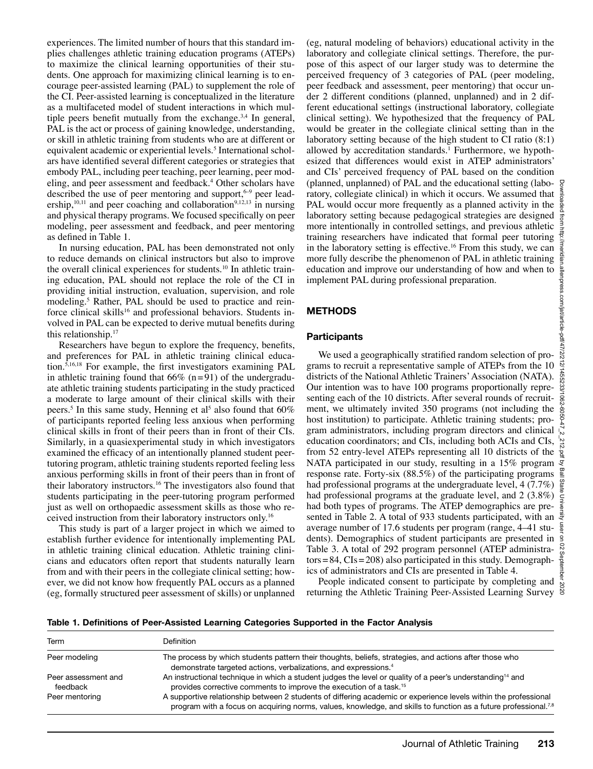experiences. The limited number of hours that this standard implies challenges athletic training education programs (ATEPs) to maximize the clinical learning opportunities of their students. One approach for maximizing clinical learning is to encourage peer-assisted learning (PAL) to supplement the role of the CI. Peer-assisted learning is conceptualized in the literature as a multifaceted model of student interactions in which multiple peers benefit mutually from the exchange.[3,4] In general, PAL is the act or process of gaining knowledge, understanding, or skill in athletic training from students who are at different or equivalent academic or experiential levels.[5] International scholars have identified several different categories or strategies that embody PAL, including peer teaching, peer learning, peer modeling, and peer assessment and feedback.[4] Other scholars have described the use of peer mentoring and support,[6–9] peer leadership,[10,11] and peer coaching and collaboration[9,12,13] in nursing and physical therapy programs. We focused specifically on peer modeling, peer assessment and feedback, and peer mentoring as defined in Table 1.

In nursing education, PAL has been demonstrated not only to reduce demands on clinical instructors but also to improve the overall clinical experiences for students.[10] In athletic training education, PAL should not replace the role of the CI in providing initial instruction, evaluation, supervision, and role modeling.[5] Rather, PAL should be used to practice and reinforce clinical skills[16] and professional behaviors. Students involved in PAL can be expected to derive mutual benefits during this relationship.[17]

Researchers have begun to explore the frequency, benefits, and preferences for PAL in athletic training clinical education.[5,16,18] For example, the first investigators examining PAL in athletic training found that 66% (n = 91) of the undergraduate athletic training students participating in the study practiced a moderate to large amount of their clinical skills with their peers.[5] In this same study, Henning et al[5] also found that 60% of participants reported feeling less anxious when performing clinical skills in front of their peers than in front of their CIs. Similarly, in a quasiexperimental study in which investigators examined the efficacy of an intentionally planned student peer-tutoring program, athletic training students reported feeling less anxious performing skills in front of their peers than in front of their laboratory instructors.[16] The investigators also found that students participating in the peer-tutoring program performed just as well on orthopaedic assessment skills as those who received instruction from their laboratory instructors only.[16]

This study is part of a larger project in which we aimed to establish further evidence for intentionally implementing PAL in athletic training clinical education. Athletic training clinicians and educators often report that students naturally learn from and with their peers in the collegiate clinical setting; however, we did not know how frequently PAL occurs as a planned (eg, formally structured peer assessment of skills) or unplanned (eg, natural modeling of behaviors) educational activity in the laboratory and collegiate clinical settings. Therefore, the purpose of this aspect of our larger study was to determine the perceived frequency of 3 categories of PAL (peer modeling, peer feedback and assessment, peer mentoring) that occur under 2 different conditions (planned, unplanned) and in 2 different educational settings (instructional laboratory, collegiate clinical setting). We hypothesized that the frequency of PAL would be greater in the collegiate clinical setting than in the laboratory setting because of the high student to CI ratio (8:1) allowed by accreditation standards.[1] Furthermore, we hypothesized that differences would exist in ATEP administrators' and CIs' perceived frequency of PAL based on the condition (planned, unplanned) of PAL and the educational setting (laboratory, collegiate clinical) in which it occurs. We assumed that PAL would occur more frequently as a planned activity in the laboratory setting because pedagogical strategies are designed more intentionally in controlled settings, and previous athletic training researchers have indicated that formal peer tutoring in the laboratory setting is effective.[16] From this study, we can more fully describe the phenomenon of PAL in athletic training education and improve our understanding of how and when to implement PAL during professional preparation.

## METHODS

### Participants

We used a geographically stratified random selection of programs to recruit a representative sample of ATEPs from the 10 districts of the National Athletic Trainers' Association (NATA). Our intention was to have 100 programs proportionally representing each of the 10 districts. After several rounds of recruitment, we ultimately invited 350 programs (not including the host institution) to participate. Athletic training students; program administrators, including program directors and clinical education coordinators; and CIs, including both ACIs and CIs, from 52 entry-level ATEPs representing all 10 districts of the NATA participated in our study, resulting in a 15% program response rate. Forty-six (88.5%) of the participating programs had professional programs at the undergraduate level, 4 (7.7%) had professional programs at the graduate level, and 2 (3.8%) had both types of programs. The ATEP demographics are presented in Table 2. A total of 933 students participated, with an average number of 17.6 students per program (range, 4–41 students). Demographics of student participants are presented in Table 3. A total of 292 program personnel (ATEP administrators = 84, CIs = 208) also participated in this study. Demographics of administrators and CIs are presented in Table 4.

People indicated consent to participate by completing and returning the Athletic Training Peer-Assisted Learning Survey

**Table 1. Definitions of Peer-Assisted Learning Categories Supported in the Factor Analysis**

| Term | Definition |
|---|---|
| Peer modeling | The process by which students pattern their thoughts, beliefs, strategies, and actions after those who demonstrate targeted actions, verbalizations, and expressions.[4] |
| Peer assessment and feedback | An instructional technique in which a student judges the level or quality of a peer's understanding[14] and provides corrective comments to improve the execution of a task.[15] |
| Peer mentoring | A supportive relationship between 2 students of differing academic or experience levels within the professional program with a focus on acquiring norms, values, knowledge, and skills to function as a future professional.[7,8] |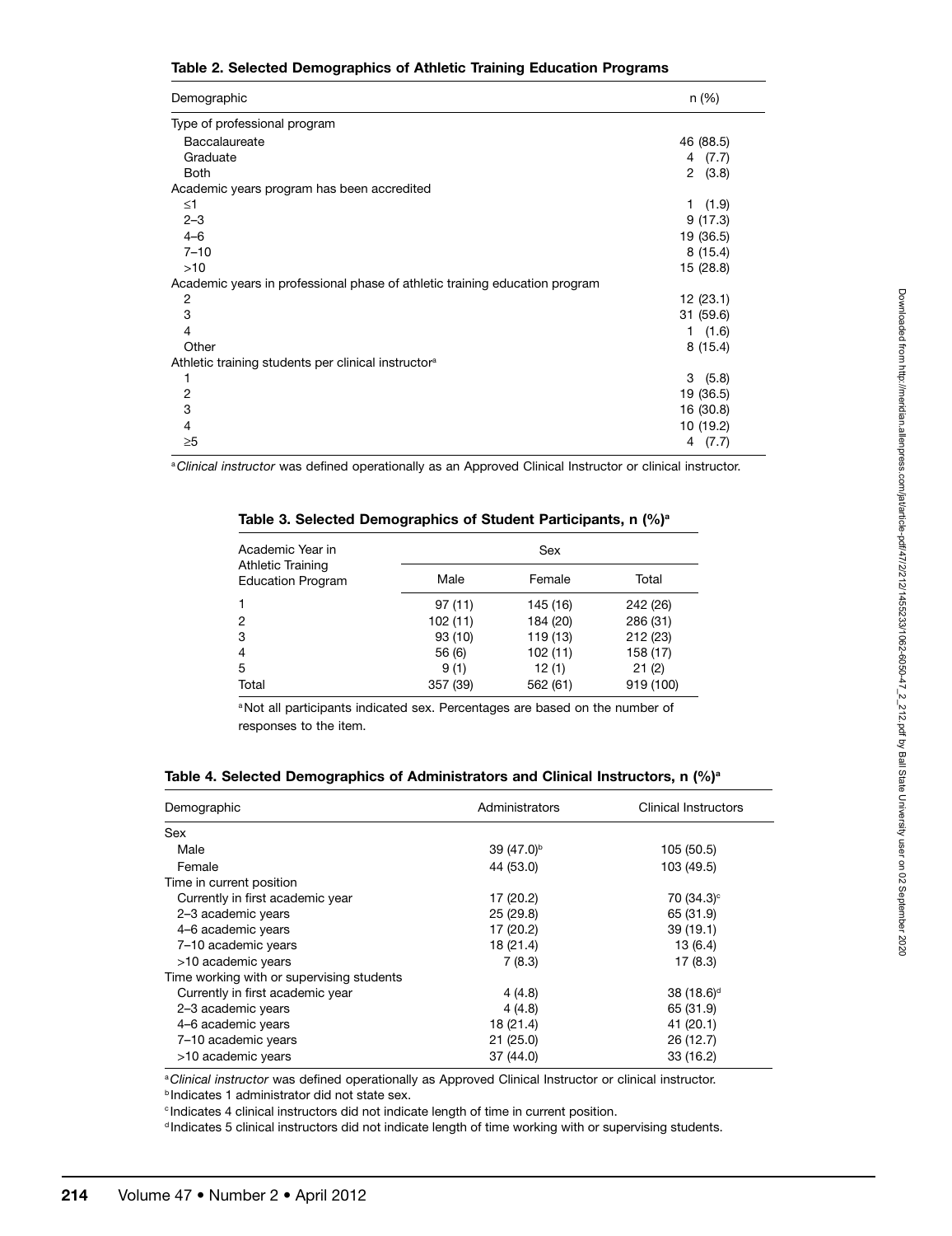**Table 2. Selected Demographics of Athletic Training Education Programs**

| Demographic | n (%) |
|---|---|
| Type of professional program | |
| Baccalaureate | 46 (88.5) |
| Graduate | 4 (7.7) |
| Both | 2 (3.8) |
| Academic years program has been accredited | |
| ≤1 | 1 (1.9) |
| 2–3 | 9 (17.3) |
| 4–6 | 19 (36.5) |
| 7–10 | 8 (15.4) |
| >10 | 15 (28.8) |
| Academic years in professional phase of athletic training education program | |
| 2 | 12 (23.1) |
| 3 | 31 (59.6) |
| 4 | 1 (1.6) |
| Other | 8 (15.4) |
| Athletic training students per clinical instructor[a] | |
| 1 | 3 (5.8) |
| 2 | 19 (36.5) |
| 3 | 16 (30.8) |
| 4 | 10 (19.2) |
| ≥5 | 4 (7.7) |

[a] *Clinical instructor* was defined operationally as an Approved Clinical Instructor or clinical instructor.

**Table 3. Selected Demographics of Student Participants, n (%)[a]**

| Academic Year in Athletic Training Education Program | Sex | | |
|---|---|---|---|
| | Male | Female | Total |
| 1 | 97 (11) | 145 (16) | 242 (26) |
| 2 | 102 (11) | 184 (20) | 286 (31) |
| 3 | 93 (10) | 119 (13) | 212 (23) |
| 4 | 56 (6) | 102 (11) | 158 (17) |
| 5 | 9 (1) | 12 (1) | 21 (2) |
| Total | 357 (39) | 562 (61) | 919 (100) |

[a] Not all participants indicated sex. Percentages are based on the number of responses to the item.

**Table 4. Selected Demographics of Administrators and Clinical Instructors, n (%)[a]**

| Demographic | Administrators | Clinical Instructors |
|---|---|---|
| Sex | | |
| Male | 39 (47.0)[b] | 105 (50.5) |
| Female | 44 (53.0) | 103 (49.5) |
| Time in current position | | |
| Currently in first academic year | 17 (20.2) | 70 (34.3)[c] |
| 2–3 academic years | 25 (29.8) | 65 (31.9) |
| 4–6 academic years | 17 (20.2) | 39 (19.1) |
| 7–10 academic years | 18 (21.4) | 13 (6.4) |
| >10 academic years | 7 (8.3) | 17 (8.3) |
| Time working with or supervising students | | |
| Currently in first academic year | 4 (4.8) | 38 (18.6)[d] |
| 2–3 academic years | 4 (4.8) | 65 (31.9) |
| 4–6 academic years | 18 (21.4) | 41 (20.1) |
| 7–10 academic years | 21 (25.0) | 26 (12.7) |
| >10 academic years | 37 (44.0) | 33 (16.2) |

[a] *Clinical instructor* was defined operationally as Approved Clinical Instructor or clinical instructor.

[b] Indicates 1 administrator did not state sex.

[c] Indicates 4 clinical instructors did not indicate length of time in current position.

[d] Indicates 5 clinical instructors did not indicate length of time working with or supervising students.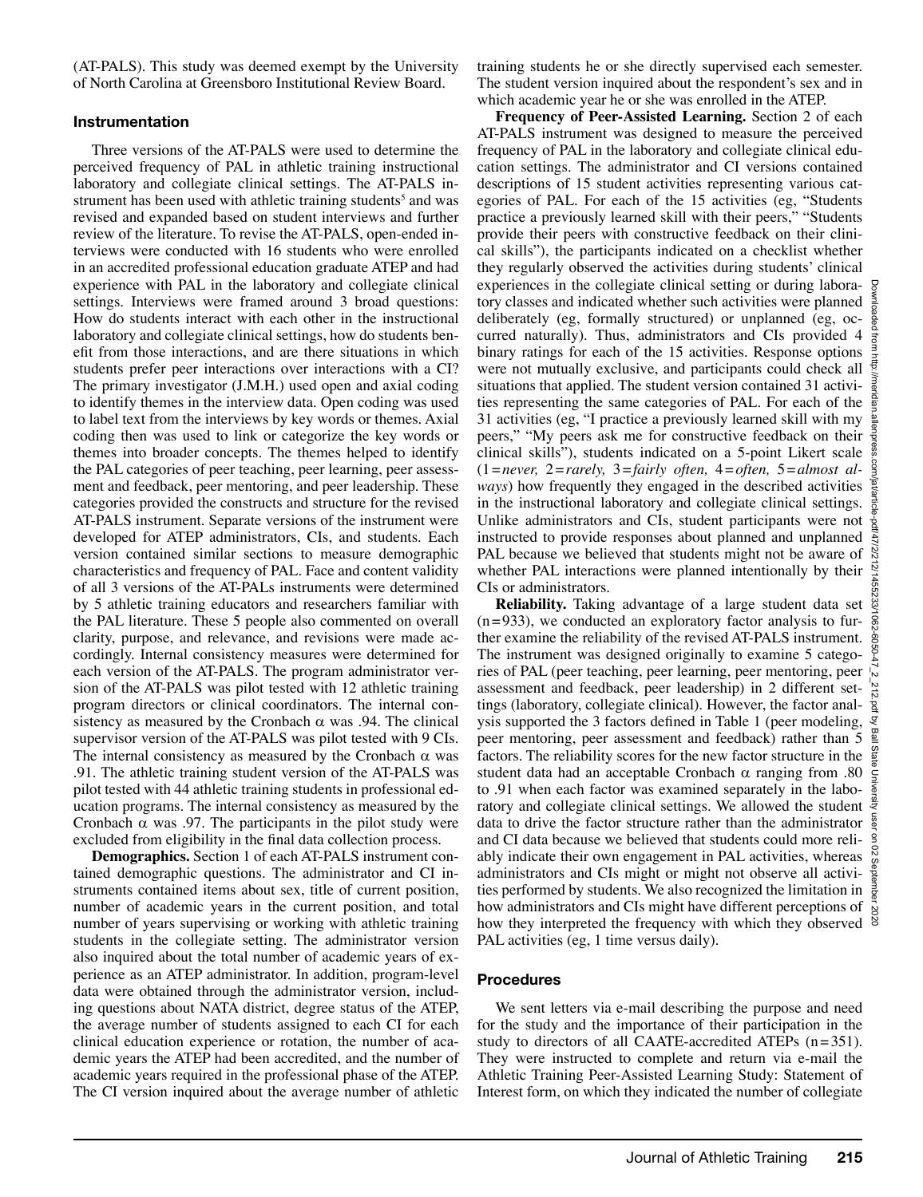(AT-PALS). This study was deemed exempt by the University of North Carolina at Greensboro Institutional Review Board.

### Instrumentation

Three versions of the AT-PALS were used to determine the perceived frequency of PAL in athletic training instructional laboratory and collegiate clinical settings. The AT-PALS instrument has been used with athletic training students[5] and was revised and expanded based on student interviews and further review of the literature. To revise the AT-PALS, open-ended interviews were conducted with 16 students who were enrolled in an accredited professional education graduate ATEP and had experience with PAL in the laboratory and collegiate clinical settings. Interviews were framed around 3 broad questions: How do students interact with each other in the instructional laboratory and collegiate clinical settings, how do students benefit from those interactions, and are there situations in which students prefer peer interactions over interactions with a CI? The primary investigator (J.M.H.) used open and axial coding to identify themes in the interview data. Open coding was used to label text from the interviews by key words or themes. Axial coding then was used to link or categorize the key words or themes into broader concepts. The themes helped to identify the PAL categories of peer teaching, peer learning, peer assessment and feedback, peer mentoring, and peer leadership. These categories provided the constructs and structure for the revised AT-PALS instrument. Separate versions of the instrument were developed for ATEP administrators, CIs, and students. Each version contained similar sections to measure demographic characteristics and frequency of PAL. Face and content validity of all 3 versions of the AT-PALs instruments were determined by 5 athletic training educators and researchers familiar with the PAL literature. These 5 people also commented on overall clarity, purpose, and relevance, and revisions were made accordingly. Internal consistency measures were determined for each version of the AT-PALS. The program administrator version of the AT-PALS was pilot tested with 12 athletic training program directors or clinical coordinators. The internal consistency as measured by the Cronbach $\alpha$ was .94. The clinical supervisor version of the AT-PALS was pilot tested with 9 CIs. The internal consistency as measured by the Cronbach $\alpha$ was .91. The athletic training student version of the AT-PALS was pilot tested with 44 athletic training students in professional education programs. The internal consistency as measured by the Cronbach $\alpha$ was .97. The participants in the pilot study were excluded from eligibility in the final data collection process.

**Demographics.** Section 1 of each AT-PALS instrument contained demographic questions. The administrator and CI instruments contained items about sex, title of current position, number of academic years in the current position, and total number of years supervising or working with athletic training students in the collegiate setting. The administrator version also inquired about the total number of academic years of experience as an ATEP administrator. In addition, program-level data were obtained through the administrator version, including questions about NATA district, degree status of the ATEP, the average number of students assigned to each CI for each clinical education experience or rotation, the number of academic years the ATEP had been accredited, and the number of academic years required in the professional phase of the ATEP. The CI version inquired about the average number of athletic training students he or she directly supervised each semester. The student version inquired about the respondent's sex and in which academic year he or she was enrolled in the ATEP.

**Frequency of Peer-Assisted Learning.** Section 2 of each AT-PALS instrument was designed to measure the perceived frequency of PAL in the laboratory and collegiate clinical education settings. The administrator and CI versions contained descriptions of 15 student activities representing various categories of PAL. For each of the 15 activities (eg, "Students practice a previously learned skill with their peers," "Students provide their peers with constructive feedback on their clinical skills"), the participants indicated on a checklist whether they regularly observed the activities during students' clinical experiences in the collegiate clinical setting or during laboratory classes and indicated whether such activities were planned deliberately (eg, formally structured) or unplanned (eg, occurred naturally). Thus, administrators and CIs provided 4 binary ratings for each of the 15 activities. Response options were not mutually exclusive, and participants could check all situations that applied. The student version contained 31 activities representing the same categories of PAL. For each of the 31 activities (eg, "I practice a previously learned skill with my peers," "My peers ask me for constructive feedback on their clinical skills"), students indicated on a 5-point Likert scale (1=*never,* 2=*rarely,* 3=*fairly often,* 4=*often,* 5=*almost always*) how frequently they engaged in the described activities in the instructional laboratory and collegiate clinical settings. Unlike administrators and CIs, student participants were not instructed to provide responses about planned and unplanned PAL because we believed that students might not be aware of whether PAL interactions were planned intentionally by their CIs or administrators.

**Reliability.** Taking advantage of a large student data set (n=933), we conducted an exploratory factor analysis to further examine the reliability of the revised AT-PALS instrument. The instrument was designed originally to examine 5 categories of PAL (peer teaching, peer learning, peer mentoring, peer assessment and feedback, peer leadership) in 2 different settings (laboratory, collegiate clinical). However, the factor analysis supported the 3 factors defined in Table 1 (peer modeling, peer mentoring, peer assessment and feedback) rather than 5 factors. The reliability scores for the new factor structure in the student data had an acceptable Cronbach $\alpha$ ranging from .80 to .91 when each factor was examined separately in the laboratory and collegiate clinical settings. We allowed the student data to drive the factor structure rather than the administrator and CI data because we believed that students could more reliably indicate their own engagement in PAL activities, whereas administrators and CIs might or might not observe all activities performed by students. We also recognized the limitation in how administrators and CIs might have different perceptions of how they interpreted the frequency with which they observed PAL activities (eg, 1 time versus daily).

### Procedures

We sent letters via e-mail describing the purpose and need for the study and the importance of their participation in the study to directors of all CAATE-accredited ATEPs (n=351). They were instructed to complete and return via e-mail the Athletic Training Peer-Assisted Learning Study: Statement of Interest form, on which they indicated the number of collegiate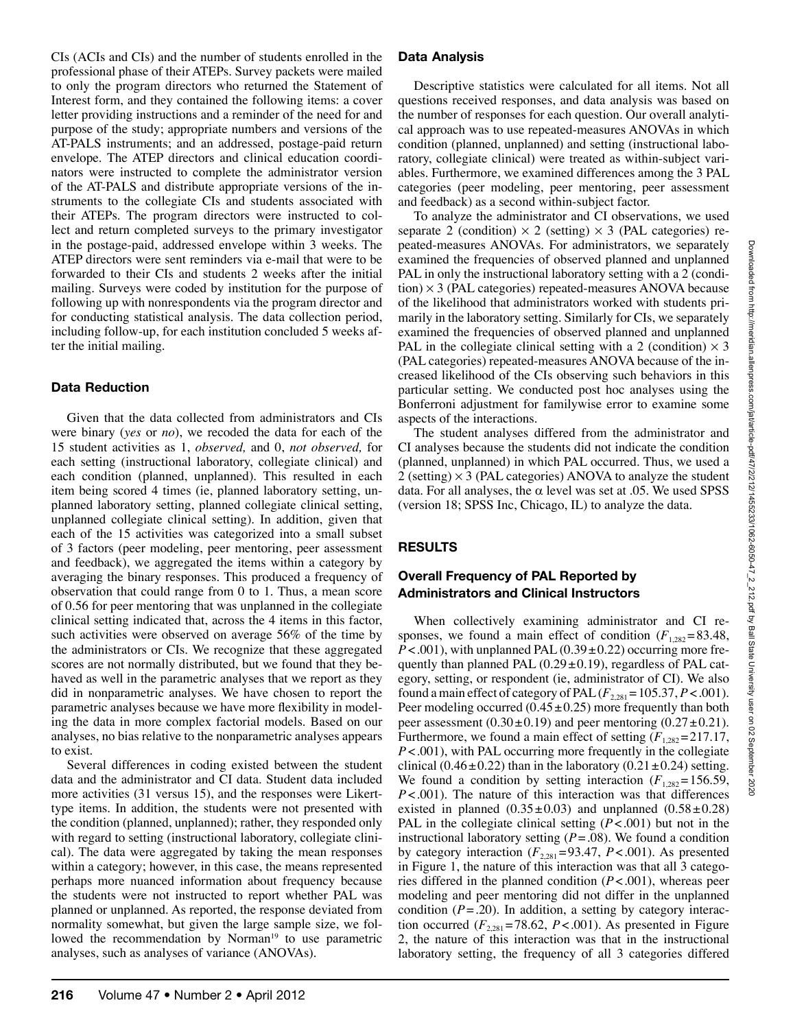CIs (ACIs and CIs) and the number of students enrolled in the professional phase of their ATEPs. Survey packets were mailed to only the program directors who returned the Statement of Interest form, and they contained the following items: a cover letter providing instructions and a reminder of the need for and purpose of the study; appropriate numbers and versions of the AT-PALS instruments; and an addressed, postage-paid return envelope. The ATEP directors and clinical education coordinators were instructed to complete the administrator version of the AT-PALS and distribute appropriate versions of the instruments to the collegiate CIs and students associated with their ATEPs. The program directors were instructed to collect and return completed surveys to the primary investigator in the postage-paid, addressed envelope within 3 weeks. The ATEP directors were sent reminders via e-mail that were to be forwarded to their CIs and students 2 weeks after the initial mailing. Surveys were coded by institution for the purpose of following up with nonrespondents via the program director and for conducting statistical analysis. The data collection period, including follow-up, for each institution concluded 5 weeks after the initial mailing.

### Data Reduction

Given that the data collected from administrators and CIs were binary (*yes* or *no*), we recoded the data for each of the 15 student activities as 1, *observed,* and 0, *not observed,* for each setting (instructional laboratory, collegiate clinical) and each condition (planned, unplanned). This resulted in each item being scored 4 times (ie, planned laboratory setting, unplanned laboratory setting, planned collegiate clinical setting, unplanned collegiate clinical setting). In addition, given that each of the 15 activities was categorized into a small subset of 3 factors (peer modeling, peer mentoring, peer assessment and feedback), we aggregated the items within a category by averaging the binary responses. This produced a frequency of observation that could range from 0 to 1. Thus, a mean score of 0.56 for peer mentoring that was unplanned in the collegiate clinical setting indicated that, across the 4 items in this factor, such activities were observed on average 56% of the time by the administrators or CIs. We recognize that these aggregated scores are not normally distributed, but we found that they behaved as well in the parametric analyses that we report as they did in nonparametric analyses. We have chosen to report the parametric analyses because we have more flexibility in modeling the data in more complex factorial models. Based on our analyses, no bias relative to the nonparametric analyses appears to exist.

Several differences in coding existed between the student data and the administrator and CI data. Student data included more activities (31 versus 15), and the responses were Likert-type items. In addition, the students were not presented with the condition (planned, unplanned); rather, they responded only with regard to setting (instructional laboratory, collegiate clinical). The data were aggregated by taking the mean responses within a category; however, in this case, the means represented perhaps more nuanced information about frequency because the students were not instructed to report whether PAL was planned or unplanned. As reported, the response deviated from normality somewhat, but given the large sample size, we followed the recommendation by Norman[19] to use parametric analyses, such as analyses of variance (ANOVAs).

### Data Analysis

Descriptive statistics were calculated for all items. Not all questions received responses, and data analysis was based on the number of responses for each question. Our overall analytical approach was to use repeated-measures ANOVAs in which condition (planned, unplanned) and setting (instructional laboratory, collegiate clinical) were treated as within-subject variables. Furthermore, we examined differences among the 3 PAL categories (peer modeling, peer mentoring, peer assessment and feedback) as a second within-subject factor.

To analyze the administrator and CI observations, we used separate 2 (condition) × 2 (setting) × 3 (PAL categories) repeated-measures ANOVAs. For administrators, we separately examined the frequencies of observed planned and unplanned PAL in only the instructional laboratory setting with a 2 (condition) × 3 (PAL categories) repeated-measures ANOVA because of the likelihood that administrators worked with students primarily in the laboratory setting. Similarly for CIs, we separately examined the frequencies of observed planned and unplanned PAL in the collegiate clinical setting with a 2 (condition) × 3 (PAL categories) repeated-measures ANOVA because of the increased likelihood of the CIs observing such behaviors in this particular setting. We conducted post hoc analyses using the Bonferroni adjustment for familywise error to examine some aspects of the interactions.

The student analyses differed from the administrator and CI analyses because the students did not indicate the condition (planned, unplanned) in which PAL occurred. Thus, we used a 2 (setting) × 3 (PAL categories) ANOVA to analyze the student data. For all analyses, the $\alpha$ level was set at .05. We used SPSS (version 18; SPSS Inc, Chicago, IL) to analyze the data.

## RESULTS

### Overall Frequency of PAL Reported by Administrators and Clinical Instructors

When collectively examining administrator and CI responses, we found a main effect of condition ($F_{1,282} = 83.48$, $P < .001$), with unplanned PAL ($0.39 \pm 0.22$) occurring more frequently than planned PAL ($0.29 \pm 0.19$), regardless of PAL category, setting, or respondent (ie, administrator of CI). We also found a main effect of category of PAL ($F_{2,281} = 105.37$, $P < .001$). Peer modeling occurred ($0.45 \pm 0.25$) more frequently than both peer assessment ($0.30 \pm 0.19$) and peer mentoring ($0.27 \pm 0.21$). Furthermore, we found a main effect of setting ($F_{1,282} = 217.17$, $P < .001$), with PAL occurring more frequently in the collegiate clinical ($0.46 \pm 0.22$) than in the laboratory ($0.21 \pm 0.24$) setting. We found a condition by setting interaction ($F_{1,282} = 156.59$, $P < .001$). The nature of this interaction was that differences existed in planned ($0.35 \pm 0.03$) and unplanned ($0.58 \pm 0.28$) PAL in the collegiate clinical setting ($P < .001$) but not in the instructional laboratory setting ($P = .08$). We found a condition by category interaction ($F_{2,281} = 93.47$, $P < .001$). As presented in Figure 1, the nature of this interaction was that all 3 categories differed in the planned condition ($P < .001$), whereas peer modeling and peer mentoring did not differ in the unplanned condition ($P = .20$). In addition, a setting by category interaction occurred ($F_{2,281} = 78.62$, $P < .001$). As presented in Figure 2, the nature of this interaction was that in the instructional laboratory setting, the frequency of all 3 categories differed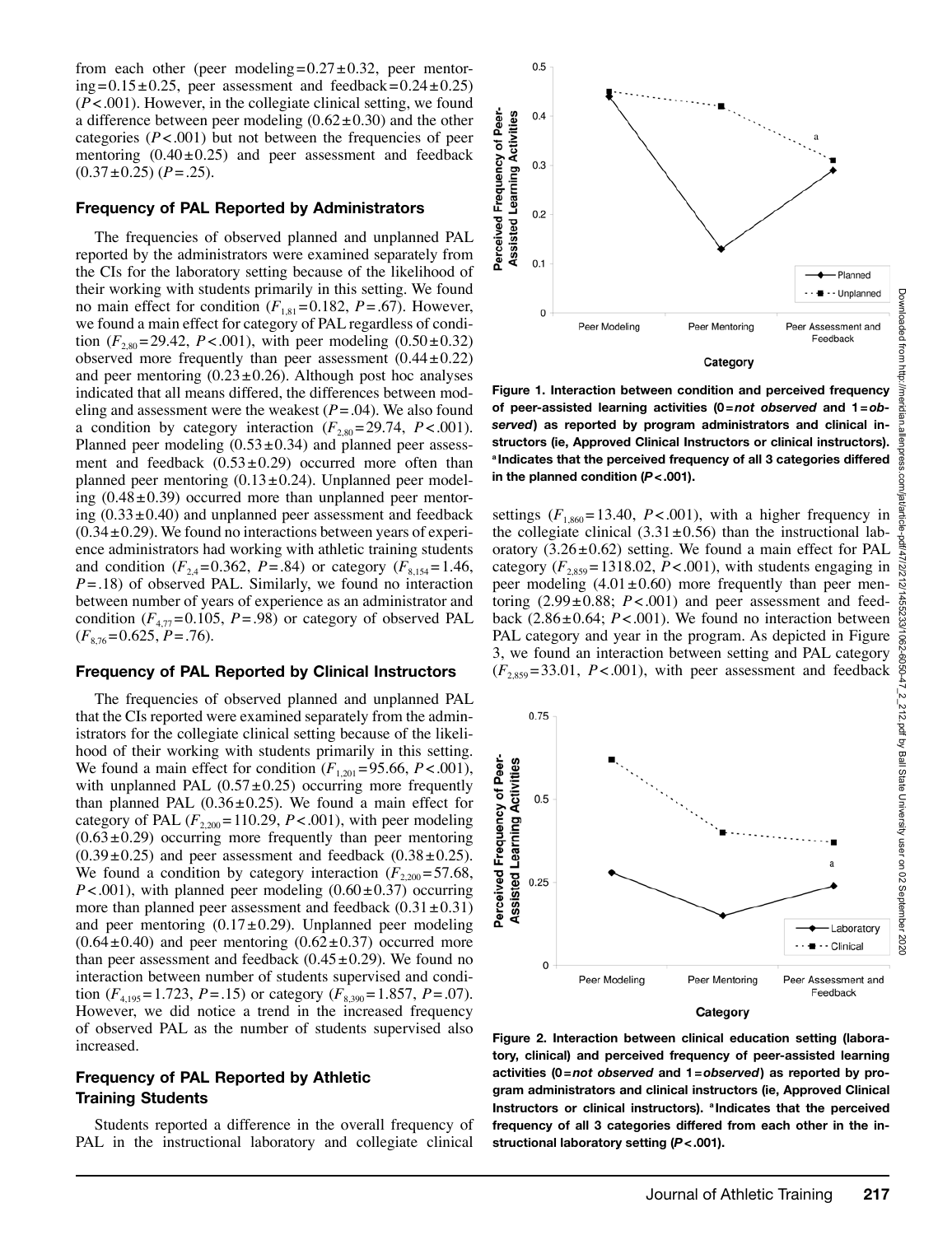from each other (peer modeling = 0.27 ± 0.32, peer mentoring = 0.15 ± 0.25, peer assessment and feedback = 0.24 ± 0.25) ($P < .001$). However, in the collegiate clinical setting, we found a difference between peer modeling (0.62 ± 0.30) and the other categories ($P < .001$) but not between the frequencies of peer mentoring (0.40 ± 0.25) and peer assessment and feedback (0.37 ± 0.25) ($P = .25$).

### Frequency of PAL Reported by Administrators

The frequencies of observed planned and unplanned PAL reported by the administrators were examined separately from the CIs for the laboratory setting because of the likelihood of their working with students primarily in this setting. We found no main effect for condition ($F_{1,81} = 0.182$, $P = .67$). However, we found a main effect for category of PAL regardless of condition ($F_{2,80} = 29.42$, $P < .001$), with peer modeling (0.50 ± 0.32) observed more frequently than peer assessment (0.44 ± 0.22) and peer mentoring (0.23 ± 0.26). Although post hoc analyses indicated that all means differed, the differences between modeling and assessment were the weakest ($P = .04$). We also found a condition by category interaction ($F_{2,80} = 29.74$, $P < .001$). Planned peer modeling (0.53 ± 0.34) and planned peer assessment and feedback (0.53 ± 0.29) occurred more often than planned peer mentoring (0.13 ± 0.24). Unplanned peer modeling (0.48 ± 0.39) occurred more than unplanned peer mentoring (0.33 ± 0.40) and unplanned peer assessment and feedback (0.34 ± 0.29). We found no interactions between years of experience administrators had working with athletic training students and condition ($F_{2,4} = 0.362$, $P = .84$) or category ($F_{8,154} = 1.46$, $P = .18$) of observed PAL. Similarly, we found no interaction between number of years of experience as an administrator and condition ($F_{4,77} = 0.105$, $P = .98$) or category of observed PAL ($F_{8,76} = 0.625$, $P = .76$).

### Frequency of PAL Reported by Clinical Instructors

The frequencies of observed planned and unplanned PAL that the CIs reported were examined separately from the administrators for the collegiate clinical setting because of the likelihood of their working with students primarily in this setting. We found a main effect for condition ($F_{1,201} = 95.66$, $P < .001$), with unplanned PAL (0.57 ± 0.25) occurring more frequently than planned PAL (0.36 ± 0.25). We found a main effect for category of PAL ($F_{2,200} = 110.29$, $P < .001$), with peer modeling (0.63 ± 0.29) occurring more frequently than peer mentoring (0.39 ± 0.25) and peer assessment and feedback (0.38 ± 0.25). We found a condition by category interaction ($F_{2,200} = 57.68$, $P < .001$), with planned peer modeling (0.60 ± 0.37) occurring more than planned peer assessment and feedback (0.31 ± 0.31) and peer mentoring (0.17 ± 0.29). Unplanned peer modeling (0.64 ± 0.40) and peer mentoring (0.62 ± 0.37) occurred more than peer assessment and feedback (0.45 ± 0.29). We found no interaction between number of students supervised and condition ($F_{4,195} = 1.723$, $P = .15$) or category ($F_{8,390} = 1.857$, $P = .07$). However, we did notice a trend in the increased frequency of observed PAL as the number of students supervised also increased.

### Frequency of PAL Reported by Athletic Training Students

Students reported a difference in the overall frequency of PAL in the instructional laboratory and collegiate clinical settings ($F_{1,860} = 13.40$, $P < .001$), with a higher frequency in the collegiate clinical (3.31 ± 0.56) than the instructional laboratory (3.26 ± 0.62) setting. We found a main effect for PAL category ($F_{2,859} = 1318.02$, $P < .001$), with students engaging in peer modeling (4.01 ± 0.60) more frequently than peer mentoring (2.99 ± 0.88; $P < .001$) and peer assessment and feedback (2.86 ± 0.64; $P < .001$). We found no interaction between PAL category and year in the program. As depicted in Figure 3, we found an interaction between setting and PAL category ($F_{2,859} = 33.01$, $P < .001$), with peer assessment and feedback

**Figure 1. Interaction between condition and perceived frequency of peer-assisted learning activities (0 = *not observed* and 1 = *observed*) as reported by program administrators and clinical instructors (ie, Approved Clinical Instructors or clinical instructors). [a]Indicates that the perceived frequency of all 3 categories differed in the planned condition ($P < .001$).**

**Figure 2. Interaction between clinical education setting (laboratory, clinical) and perceived frequency of peer-assisted learning activities (0 = *not observed* and 1 = *observed*) as reported by program administrators and clinical instructors (ie, Approved Clinical Instructors or clinical instructors). [a]Indicates that the perceived frequency of all 3 categories differed from each other in the instructional laboratory setting ($P < .001$).**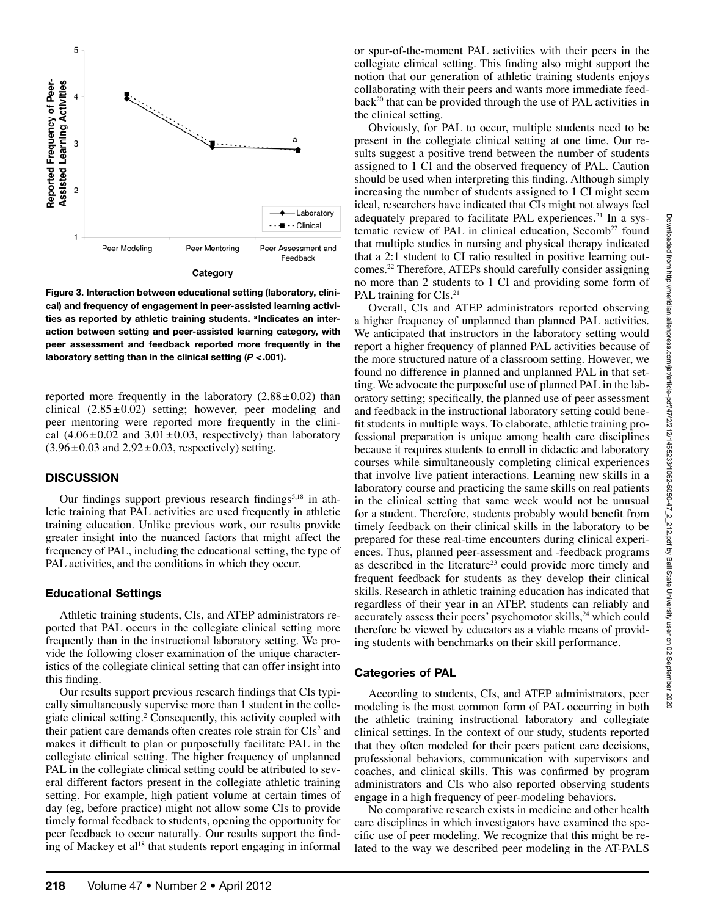Figure 3. Interaction between educational setting (laboratory, clinical) and frequency of engagement in peer-assisted learning activities as reported by athletic training students. [a]Indicates an interaction between setting and peer-assisted learning category, with peer assessment and feedback reported more frequently in the laboratory setting than in the clinical setting ($P < .001$).

reported more frequently in the laboratory ($2.88 \pm 0.02$) than clinical ($2.85 \pm 0.02$) setting; however, peer modeling and peer mentoring were reported more frequently in the clinical ($4.06 \pm 0.02$ and $3.01 \pm 0.03$, respectively) than laboratory ($3.96 \pm 0.03$ and $2.92 \pm 0.03$, respectively) setting.

## DISCUSSION

Our findings support previous research findings[5,18] in athletic training that PAL activities are used frequently in athletic training education. Unlike previous work, our results provide greater insight into the nuanced factors that might affect the frequency of PAL, including the educational setting, the type of PAL activities, and the conditions in which they occur.

### Educational Settings

Athletic training students, CIs, and ATEP administrators reported that PAL occurs in the collegiate clinical setting more frequently than in the instructional laboratory setting. We provide the following closer examination of the unique characteristics of the collegiate clinical setting that can offer insight into this finding.

Our results support previous research findings that CIs typically simultaneously supervise more than 1 student in the collegiate clinical setting.[2] Consequently, this activity coupled with their patient care demands often creates role strain for CIs[2] and makes it difficult to plan or purposefully facilitate PAL in the collegiate clinical setting. The higher frequency of unplanned PAL in the collegiate clinical setting could be attributed to several different factors present in the collegiate athletic training setting. For example, high patient volume at certain times of day (eg, before practice) might not allow some CIs to provide timely formal feedback to students, opening the opportunity for peer feedback to occur naturally. Our results support the finding of Mackey et al[18] that students report engaging in informal or spur-of-the-moment PAL activities with their peers in the collegiate clinical setting. This finding also might support the notion that our generation of athletic training students enjoys collaborating with their peers and wants more immediate feedback[20] that can be provided through the use of PAL activities in the clinical setting.

Obviously, for PAL to occur, multiple students need to be present in the collegiate clinical setting at one time. Our results suggest a positive trend between the number of students assigned to 1 CI and the observed frequency of PAL. Caution should be used when interpreting this finding. Although simply increasing the number of students assigned to 1 CI might seem ideal, researchers have indicated that CIs might not always feel adequately prepared to facilitate PAL experiences.[21] In a systematic review of PAL in clinical education, Secomb[22] found that multiple studies in nursing and physical therapy indicated that a 2:1 student to CI ratio resulted in positive learning outcomes.[22] Therefore, ATEPs should carefully consider assigning no more than 2 students to 1 CI and providing some form of PAL training for CIs.[21]

Overall, CIs and ATEP administrators reported observing a higher frequency of unplanned than planned PAL activities. We anticipated that instructors in the laboratory setting would report a higher frequency of planned PAL activities because of the more structured nature of a classroom setting. However, we found no difference in planned and unplanned PAL in that setting. We advocate the purposeful use of planned PAL in the laboratory setting; specifically, the planned use of peer assessment and feedback in the instructional laboratory setting could benefit students in multiple ways. To elaborate, athletic training professional preparation is unique among health care disciplines because it requires students to enroll in didactic and laboratory courses while simultaneously completing clinical experiences that involve live patient interactions. Learning new skills in a laboratory course and practicing the same skills on real patients in the clinical setting that same week would not be unusual for a student. Therefore, students probably would benefit from timely feedback on their clinical skills in the laboratory to be prepared for these real-time encounters during clinical experiences. Thus, planned peer-assessment and -feedback programs as described in the literature[23] could provide more timely and frequent feedback for students as they develop their clinical skills. Research in athletic training education has indicated that regardless of their year in an ATEP, students can reliably and accurately assess their peers' psychomotor skills,[24] which could therefore be viewed by educators as a viable means of providing students with benchmarks on their skill performance.

### Categories of PAL

According to students, CIs, and ATEP administrators, peer modeling is the most common form of PAL occurring in both the athletic training instructional laboratory and collegiate clinical settings. In the context of our study, students reported that they often modeled for their peers patient care decisions, professional behaviors, communication with supervisors and coaches, and clinical skills. This was confirmed by program administrators and CIs who also reported observing students engage in a high frequency of peer-modeling behaviors.

No comparative research exists in medicine and other health care disciplines in which investigators have examined the specific use of peer modeling. We recognize that this might be related to the way we described peer modeling in the AT-PALS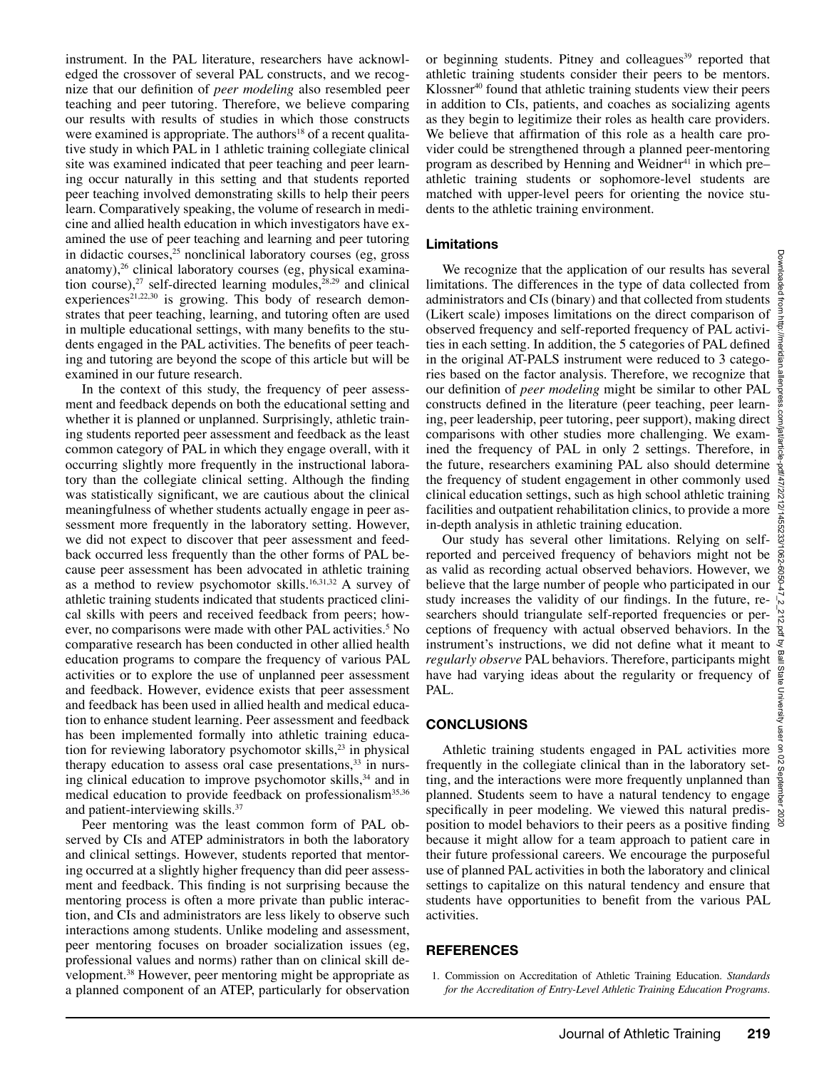instrument. In the PAL literature, researchers have acknowledged the crossover of several PAL constructs, and we recognize that our definition of *peer modeling* also resembled peer teaching and peer tutoring. Therefore, we believe comparing our results with results of studies in which those constructs were examined is appropriate. The authors[18] of a recent qualitative study in which PAL in 1 athletic training collegiate clinical site was examined indicated that peer teaching and peer learning occur naturally in this setting and that students reported peer teaching involved demonstrating skills to help their peers learn. Comparatively speaking, the volume of research in medicine and allied health education in which investigators have examined the use of peer teaching and learning and peer tutoring in didactic courses,[25] nonclinical laboratory courses (eg, gross anatomy),[26] clinical laboratory courses (eg, physical examination course),[27] self-directed learning modules,[28,29] and clinical experiences[21,22,30] is growing. This body of research demonstrates that peer teaching, learning, and tutoring often are used in multiple educational settings, with many benefits to the students engaged in the PAL activities. The benefits of peer teaching and tutoring are beyond the scope of this article but will be examined in our future research.

In the context of this study, the frequency of peer assessment and feedback depends on both the educational setting and whether it is planned or unplanned. Surprisingly, athletic training students reported peer assessment and feedback as the least common category of PAL in which they engage overall, with it occurring slightly more frequently in the instructional laboratory than the collegiate clinical setting. Although the finding was statistically significant, we are cautious about the clinical meaningfulness of whether students actually engage in peer assessment more frequently in the laboratory setting. However, we did not expect to discover that peer assessment and feedback occurred less frequently than the other forms of PAL because peer assessment has been advocated in athletic training as a method to review psychomotor skills.[16,31,32] A survey of athletic training students indicated that students practiced clinical skills with peers and received feedback from peers; however, no comparisons were made with other PAL activities.[5] No comparative research has been conducted in other allied health education programs to compare the frequency of various PAL activities or to explore the use of unplanned peer assessment and feedback. However, evidence exists that peer assessment and feedback has been used in allied health and medical education to enhance student learning. Peer assessment and feedback has been implemented formally into athletic training education for reviewing laboratory psychomotor skills,[23] in physical therapy education to assess oral case presentations,[33] in nursing clinical education to improve psychomotor skills,[34] and in medical education to provide feedback on professionalism[35,36] and patient-interviewing skills.[37]

Peer mentoring was the least common form of PAL observed by CIs and ATEP administrators in both the laboratory and clinical settings. However, students reported that mentoring occurred at a slightly higher frequency than did peer assessment and feedback. This finding is not surprising because the mentoring process is often a more private than public interaction, and CIs and administrators are less likely to observe such interactions among students. Unlike modeling and assessment, peer mentoring focuses on broader socialization issues (eg, professional values and norms) rather than on clinical skill development.[38] However, peer mentoring might be appropriate as a planned component of an ATEP, particularly for observation or beginning students. Pitney and colleagues[39] reported that athletic training students consider their peers to be mentors. Klossner[40] found that athletic training students view their peers in addition to CIs, patients, and coaches as socializing agents as they begin to legitimize their roles as health care providers. We believe that affirmation of this role as a health care provider could be strengthened through a planned peer-mentoring program as described by Henning and Weidner[41] in which pre–athletic training students or sophomore-level students are matched with upper-level peers for orienting the novice students to the athletic training environment.

### Limitations

We recognize that the application of our results has several limitations. The differences in the type of data collected from administrators and CIs (binary) and that collected from students (Likert scale) imposes limitations on the direct comparison of observed frequency and self-reported frequency of PAL activities in each setting. In addition, the 5 categories of PAL defined in the original AT-PALS instrument were reduced to 3 categories based on the factor analysis. Therefore, we recognize that our definition of *peer modeling* might be similar to other PAL constructs defined in the literature (peer teaching, peer learning, peer leadership, peer tutoring, peer support), making direct comparisons with other studies more challenging. We examined the frequency of PAL in only 2 settings. Therefore, in the future, researchers examining PAL also should determine the frequency of student engagement in other commonly used clinical education settings, such as high school athletic training facilities and outpatient rehabilitation clinics, to provide a more in-depth analysis in athletic training education.

Our study has several other limitations. Relying on self-reported and perceived frequency of behaviors might not be as valid as recording actual observed behaviors. However, we believe that the large number of people who participated in our study increases the validity of our findings. In the future, researchers should triangulate self-reported frequencies or perceptions of frequency with actual observed behaviors. In the instrument's instructions, we did not define what it meant to *regularly observe* PAL behaviors. Therefore, participants might have had varying ideas about the regularity or frequency of PAL.

## CONCLUSIONS

Athletic training students engaged in PAL activities more frequently in the collegiate clinical than in the laboratory setting, and the interactions were more frequently unplanned than planned. Students seem to have a natural tendency to engage specifically in peer modeling. We viewed this natural predisposition to model behaviors to their peers as a positive finding because it might allow for a team approach to patient care in their future professional careers. We encourage the purposeful use of planned PAL activities in both the laboratory and clinical settings to capitalize on this natural tendency and ensure that students have opportunities to benefit from the various PAL activities.

## REFERENCES

1. Commission on Accreditation of Athletic Training Education. *Standards for the Accreditation of Entry-Level Athletic Training Education Programs*.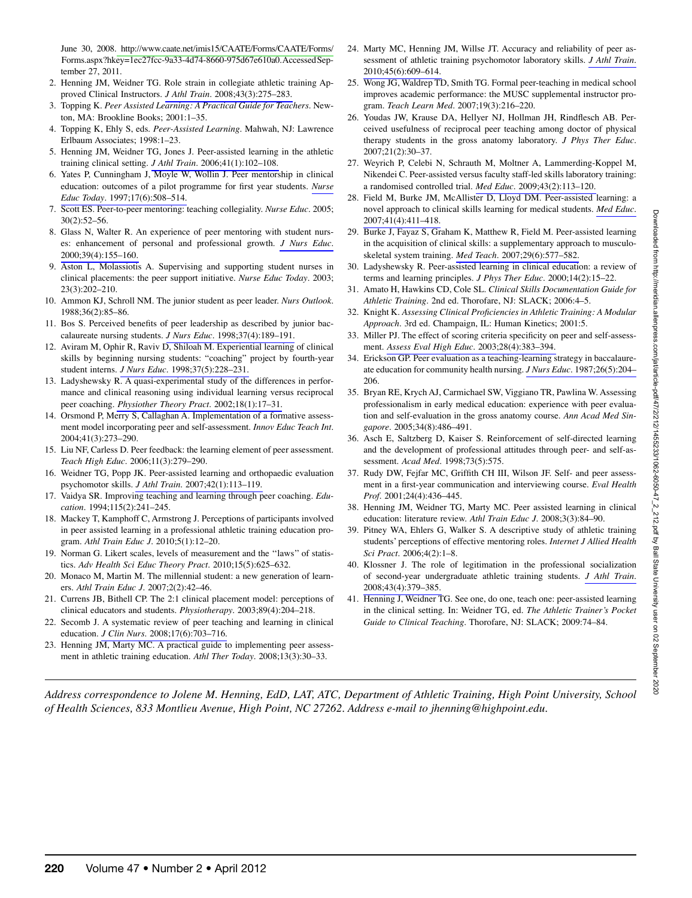June 30, 2008. http://www.caate.net/imis15/CAATE/Forms/CAATE/Forms/Forms.aspx?hkey=1ec27fcc-9a33-4d74-8660-975d67e610a0. Accessed September 27, 2011.

2. Henning JM, Weidner TG. Role strain in collegiate athletic training Approved Clinical Instructors. *J Athl Train*. 2008;43(3):275–283.
3. Topping K. *Peer Assisted Learning: A Practical Guide for Teachers*. Newton, MA: Brookline Books; 2001:1–35.
4. Topping K, Ehly S, eds. *Peer-Assisted Learning*. Mahwah, NJ: Lawrence Erlbaum Associates; 1998:1–23.
5. Henning JM, Weidner TG, Jones J. Peer-assisted learning in the athletic training clinical setting. *J Athl Train*. 2006;41(1):102–108.
6. Yates P, Cunningham J, Moyle W, Wollin J. Peer mentorship in clinical education: outcomes of a pilot programme for first year students. *Nurse Educ Today*. 1997;17(6):508–514.
7. Scott ES. Peer-to-peer mentoring: teaching collegiality. *Nurse Educ*. 2005;30(2):52–56.
8. Glass N, Walter R. An experience of peer mentoring with student nurses: enhancement of personal and professional growth. *J Nurs Educ*. 2000;39(4):155–160.
9. Aston L, Molassiotis A. Supervising and supporting student nurses in clinical placements: the peer support initiative. *Nurse Educ Today*. 2003;23(3):202–210.
10. Ammon KJ, Schroll NM. The junior student as peer leader. *Nurs Outlook*. 1988;36(2):85–86.
11. Bos S. Perceived benefits of peer leadership as described by junior baccalaureate nursing students. *J Nurs Educ*. 1998;37(4):189–191.
12. Aviram M, Ophir R, Raviv D, Shiloah M. Experiential learning of clinical skills by beginning nursing students: "coaching" project by fourth-year student interns. *J Nurs Educ*. 1998;37(5):228–231.
13. Ladyshewsky R. A quasi-experimental study of the differences in performance and clinical reasoning using individual learning versus reciprocal peer coaching. *Physiother Theory Pract*. 2002;18(1):17–31.
14. Orsmond P, Merry S, Callaghan A. Implementation of a formative assessment model incorporating peer and self-assessment. *Innov Educ Teach Int*. 2004;41(3):273–290.
15. Liu NF, Carless D. Peer feedback: the learning element of peer assessment. *Teach High Educ*. 2006;11(3):279–290.
16. Weidner TG, Popp JK. Peer-assisted learning and orthopaedic evaluation psychomotor skills. *J Athl Train*. 2007;42(1):113–119.
17. Vaidya SR. Improving teaching and learning through peer coaching. *Education*. 1994;115(2):241–245.
18. Mackey T, Kamphoff C, Armstrong J. Perceptions of participants involved in peer assisted learning in a professional athletic training education program. *Athl Train Educ J*. 2010;5(1):12–20.
19. Norman G. Likert scales, levels of measurement and the ''laws'' of statistics. *Adv Health Sci Educ Theory Pract*. 2010;15(5):625–632.
20. Monaco M, Martin M. The millennial student: a new generation of learners. *Athl Train Educ J*. 2007;2(2):42–46.
21. Currens JB, Bithell CP. The 2:1 clinical placement model: perceptions of clinical educators and students. *Physiotherapy*. 2003;89(4):204–218.
22. Secomb J. A systematic review of peer teaching and learning in clinical education. *J Clin Nurs*. 2008;17(6):703–716.
23. Henning JM, Marty MC. A practical guide to implementing peer assessment in athletic training education. *Athl Ther Today*. 2008;13(3):30–33.
24. Marty MC, Henning JM, Willse JT. Accuracy and reliability of peer assessment of athletic training psychomotor laboratory skills. *J Athl Train*. 2010;45(6):609–614.
25. Wong JG, Waldrep TD, Smith TG. Formal peer-teaching in medical school improves academic performance: the MUSC supplemental instructor program. *Teach Learn Med*. 2007;19(3):216–220.
26. Youdas JW, Krause DA, Hellyer NJ, Hollman JH, Rindflesch AB. Perceived usefulness of reciprocal peer teaching among doctor of physical therapy students in the gross anatomy laboratory. *J Phys Ther Educ*. 2007;21(2):30–37.
27. Weyrich P, Celebi N, Schrauth M, Moltner A, Lammerding-Koppel M, Nikendei C. Peer-assisted versus faculty staff-led skills laboratory training: a randomised controlled trial. *Med Educ*. 2009;43(2):113–120.
28. Field M, Burke JM, McAllister D, Lloyd DM. Peer-assisted learning: a novel approach to clinical skills learning for medical students. *Med Educ*. 2007;41(4):411–418.
29. Burke J, Fayaz S, Graham K, Matthew R, Field M. Peer-assisted learning in the acquisition of clinical skills: a supplementary approach to musculoskeletal system training. *Med Teach*. 2007;29(6):577–582.
30. Ladyshewsky R. Peer-assisted learning in clinical education: a review of terms and learning principles. *J Phys Ther Educ*. 2000;14(2):15–22.
31. Amato H, Hawkins CD, Cole SL. *Clinical Skills Documentation Guide for Athletic Training*. 2nd ed. Thorofare, NJ: SLACK; 2006:4–5.
32. Knight K. *Assessing Clinical Proficiencies in Athletic Training: A Modular Approach*. 3rd ed. Champaign, IL: Human Kinetics; 2001:5.
33. Miller PJ. The effect of scoring criteria specificity on peer and self-assessment. *Assess Eval High Educ*. 2003;28(4):383–394.
34. Erickson GP. Peer evaluation as a teaching-learning strategy in baccalaureate education for community health nursing. *J Nurs Educ*. 1987;26(5):204–206.
35. Bryan RE, Krych AJ, Carmichael SW, Viggiano TR, Pawlina W. Assessing professionalism in early medical education: experience with peer evaluation and self-evaluation in the gross anatomy course. *Ann Acad Med Singapore*. 2005;34(8):486–491.
36. Asch E, Saltzberg D, Kaiser S. Reinforcement of self-directed learning and the development of professional attitudes through peer- and self-assessment. *Acad Med*. 1998;73(5):575.
37. Rudy DW, Fejfar MC, Griffith CH III, Wilson JF. Self- and peer assessment in a first-year communication and interviewing course. *Eval Health Prof*. 2001;24(4):436–445.
38. Henning JM, Weidner TG, Marty MC. Peer assisted learning in clinical education: literature review. *Athl Train Educ J*. 2008;3(3):84–90.
39. Pitney WA, Ehlers G, Walker S. A descriptive study of athletic training students' perceptions of effective mentoring roles. *Internet J Allied Health Sci Pract*. 2006;4(2):1–8.
40. Klossner J. The role of legitimation in the professional socialization of second-year undergraduate athletic training students. *J Athl Train*. 2008;43(4):379–385.
41. Henning J, Weidner TG. See one, do one, teach one: peer-assisted learning in the clinical setting. In: Weidner TG, ed. *The Athletic Trainer's Pocket Guide to Clinical Teaching*. Thorofare, NJ: SLACK; 2009:74–84.

*Address correspondence to Jolene M. Henning, EdD, LAT, ATC, Department of Athletic Training, High Point University, School of Health Sciences, 833 Montlieu Avenue, High Point, NC 27262. Address e-mail to jhenning@highpoint.edu.*